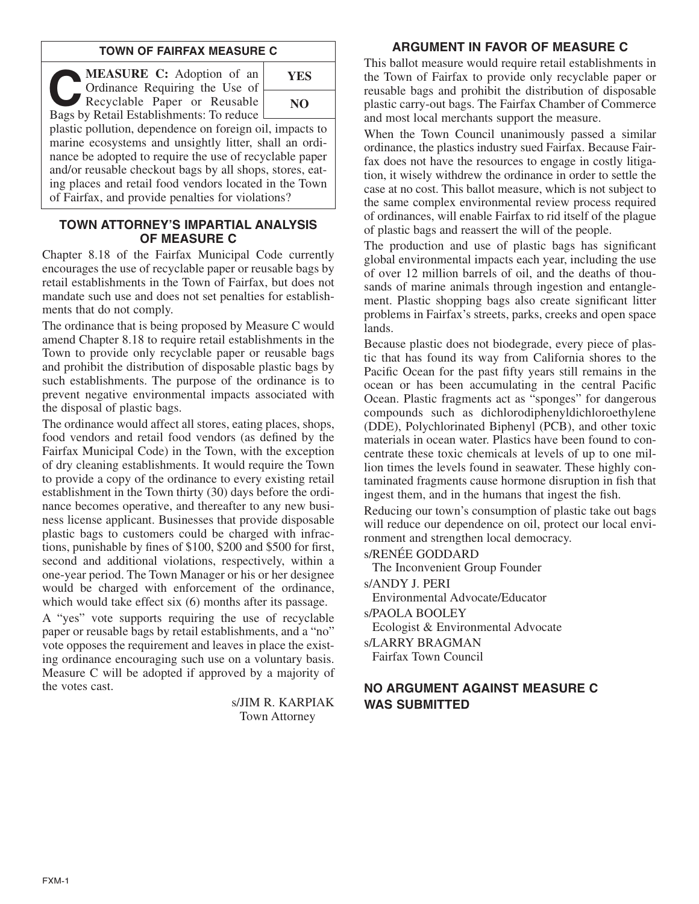## TOWN OF FAIRFAX MEASURE C

**MEASURE C:** Adoption of an Ordinance Requiring the Use of Recyclable Paper or Reusable Bags by Retail Establishments: To reduce plastic pollution, dependence on foreign oil, impacts to marine ecosystems and unsightly litter, shall an ordinance be adopted to require the use of recyclable paper and/or reusable checkout bags by all shops, stores, eating places and retail food vendors located in the Town of Fairfax, and provide penalties for violations?

| YES |
| --- |
| NO |

## TOWN ATTORNEY'S IMPARTIAL ANALYSIS OF MEASURE C

Chapter 8.18 of the Fairfax Municipal Code currently encourages the use of recyclable paper or reusable bags by retail establishments in the Town of Fairfax, but does not mandate such use and does not set penalties for establishments that do not comply.

The ordinance that is being proposed by Measure C would amend Chapter 8.18 to require retail establishments in the Town to provide only recyclable paper or reusable bags and prohibit the distribution of disposable plastic bags by such establishments. The purpose of the ordinance is to prevent negative environmental impacts associated with the disposal of plastic bags.

The ordinance would affect all stores, eating places, shops, food vendors and retail food vendors (as defined by the Fairfax Municipal Code) in the Town, with the exception of dry cleaning establishments. It would require the Town to provide a copy of the ordinance to every existing retail establishment in the Town thirty (30) days before the ordinance becomes operative, and thereafter to any new business license applicant. Businesses that provide disposable plastic bags to customers could be charged with infractions, punishable by fines of $100, $200 and $500 for first, second and additional violations, respectively, within a one-year period. The Town Manager or his or her designee would be charged with enforcement of the ordinance, which would take effect six (6) months after its passage.

A "yes" vote supports requiring the use of recyclable paper or reusable bags by retail establishments, and a "no" vote opposes the requirement and leaves in place the existing ordinance encouraging such use on a voluntary basis. Measure C will be adopted if approved by a majority of the votes cast.

s/JIM R. KARPIAK
Town Attorney

## ARGUMENT IN FAVOR OF MEASURE C

This ballot measure would require retail establishments in the Town of Fairfax to provide only recyclable paper or reusable bags and prohibit the distribution of disposable plastic carry-out bags. The Fairfax Chamber of Commerce and most local merchants support the measure.

When the Town Council unanimously passed a similar ordinance, the plastics industry sued Fairfax. Because Fairfax does not have the resources to engage in costly litigation, it wisely withdrew the ordinance in order to settle the case at no cost. This ballot measure, which is not subject to the same complex environmental review process required of ordinances, will enable Fairfax to rid itself of the plague of plastic bags and reassert the will of the people.

The production and use of plastic bags has significant global environmental impacts each year, including the use of over 12 million barrels of oil, and the deaths of thousands of marine animals through ingestion and entanglement. Plastic shopping bags also create significant litter problems in Fairfax's streets, parks, creeks and open space lands.

Because plastic does not biodegrade, every piece of plastic that has found its way from California shores to the Pacific Ocean for the past fifty years still remains in the ocean or has been accumulating in the central Pacific Ocean. Plastic fragments act as "sponges" for dangerous compounds such as dichlorodiphenyldichloroethylene (DDE), Polychlorinated Biphenyl (PCB), and other toxic materials in ocean water. Plastics have been found to concentrate these toxic chemicals at levels of up to one million times the levels found in seawater. These highly contaminated fragments cause hormone disruption in fish that ingest them, and in the humans that ingest the fish.

Reducing our town's consumption of plastic take out bags will reduce our dependence on oil, protect our local environment and strengthen local democracy.

s/RENÉE GODDARD
The Inconvenient Group Founder

s/ANDY J. PERI
Environmental Advocate/Educator

s/PAOLA BOOLEY
Ecologist & Environmental Advocate

s/LARRY BRAGMAN
Fairfax Town Council

## NO ARGUMENT AGAINST MEASURE C WAS SUBMITTED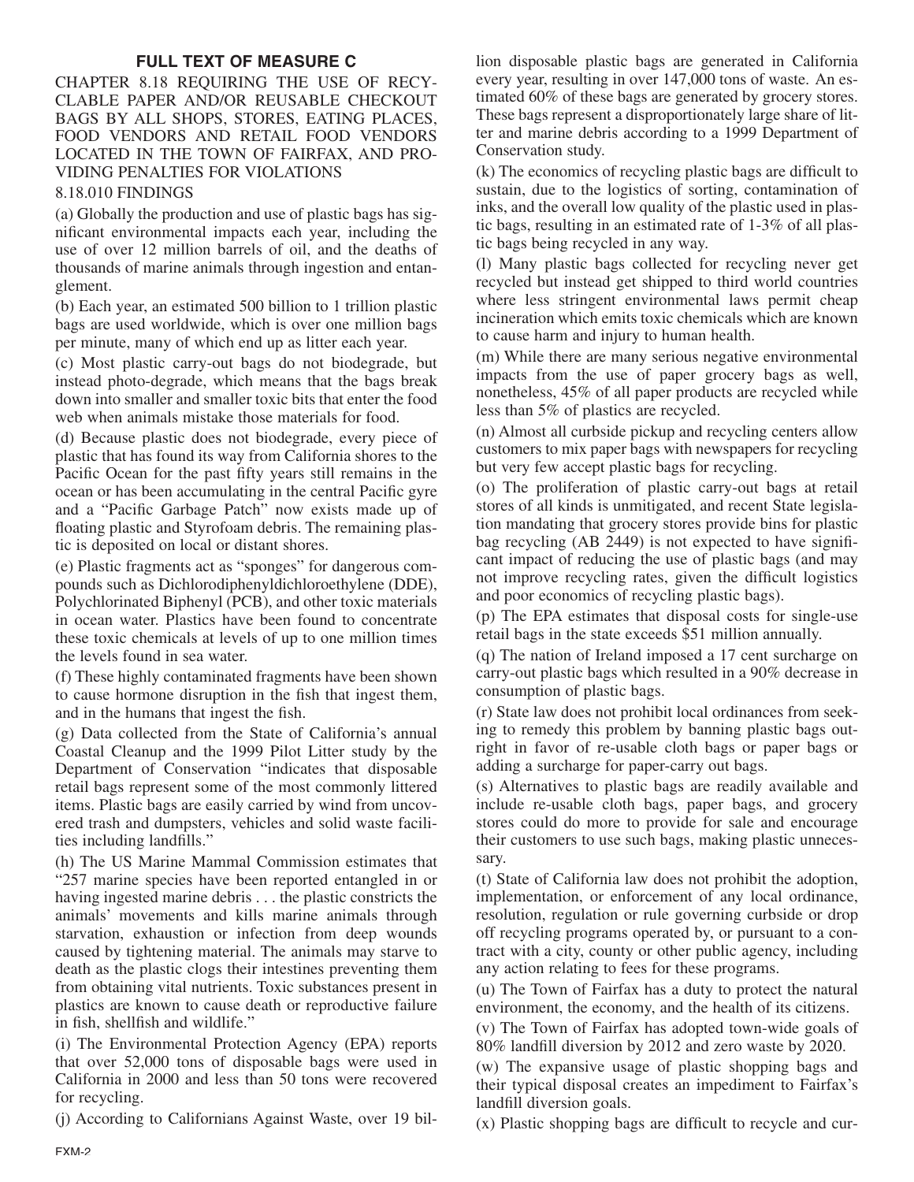## FULL TEXT OF MEASURE C

CHAPTER 8.18 REQUIRING THE USE OF RECYCLABLE PAPER AND/OR REUSABLE CHECKOUT BAGS BY ALL SHOPS, STORES, EATING PLACES, FOOD VENDORS AND RETAIL FOOD VENDORS LOCATED IN THE TOWN OF FAIRFAX, AND PROVIDING PENALTIES FOR VIOLATIONS

8.18.010 FINDINGS

(a) Globally the production and use of plastic bags has significant environmental impacts each year, including the use of over 12 million barrels of oil, and the deaths of thousands of marine animals through ingestion and entanglement.

(b) Each year, an estimated 500 billion to 1 trillion plastic bags are used worldwide, which is over one million bags per minute, many of which end up as litter each year.

(c) Most plastic carry-out bags do not biodegrade, but instead photo-degrade, which means that the bags break down into smaller and smaller toxic bits that enter the food web when animals mistake those materials for food.

(d) Because plastic does not biodegrade, every piece of plastic that has found its way from California shores to the Pacific Ocean for the past fifty years still remains in the ocean or has been accumulating in the central Pacific gyre and a "Pacific Garbage Patch" now exists made up of floating plastic and Styrofoam debris. The remaining plastic is deposited on local or distant shores.

(e) Plastic fragments act as "sponges" for dangerous compounds such as Dichlorodiphenyldichloroethylene (DDE), Polychlorinated Biphenyl (PCB), and other toxic materials in ocean water. Plastics have been found to concentrate these toxic chemicals at levels of up to one million times the levels found in sea water.

(f) These highly contaminated fragments have been shown to cause hormone disruption in the fish that ingest them, and in the humans that ingest the fish.

(g) Data collected from the State of California's annual Coastal Cleanup and the 1999 Pilot Litter study by the Department of Conservation "indicates that disposable retail bags represent some of the most commonly littered items. Plastic bags are easily carried by wind from uncovered trash and dumpsters, vehicles and solid waste facilities including landfills."

(h) The US Marine Mammal Commission estimates that "257 marine species have been reported entangled in or having ingested marine debris . . . the plastic constricts the animals' movements and kills marine animals through starvation, exhaustion or infection from deep wounds caused by tightening material. The animals may starve to death as the plastic clogs their intestines preventing them from obtaining vital nutrients. Toxic substances present in plastics are known to cause death or reproductive failure in fish, shellfish and wildlife."

(i) The Environmental Protection Agency (EPA) reports that over 52,000 tons of disposable bags were used in California in 2000 and less than 50 tons were recovered for recycling.

(j) According to Californians Against Waste, over 19 billion disposable plastic bags are generated in California every year, resulting in over 147,000 tons of waste. An estimated 60% of these bags are generated by grocery stores. These bags represent a disproportionately large share of litter and marine debris according to a 1999 Department of Conservation study.

(k) The economics of recycling plastic bags are difficult to sustain, due to the logistics of sorting, contamination of inks, and the overall low quality of the plastic used in plastic bags, resulting in an estimated rate of 1-3% of all plastic bags being recycled in any way.

(l) Many plastic bags collected for recycling never get recycled but instead get shipped to third world countries where less stringent environmental laws permit cheap incineration which emits toxic chemicals which are known to cause harm and injury to human health.

(m) While there are many serious negative environmental impacts from the use of paper grocery bags as well, nonetheless, 45% of all paper products are recycled while less than 5% of plastics are recycled.

(n) Almost all curbside pickup and recycling centers allow customers to mix paper bags with newspapers for recycling but very few accept plastic bags for recycling.

(o) The proliferation of plastic carry-out bags at retail stores of all kinds is unmitigated, and recent State legislation mandating that grocery stores provide bins for plastic bag recycling (AB 2449) is not expected to have significant impact of reducing the use of plastic bags (and may not improve recycling rates, given the difficult logistics and poor economics of recycling plastic bags).

(p) The EPA estimates that disposal costs for single-use retail bags in the state exceeds $51 million annually.

(q) The nation of Ireland imposed a 17 cent surcharge on carry-out plastic bags which resulted in a 90% decrease in consumption of plastic bags.

(r) State law does not prohibit local ordinances from seeking to remedy this problem by banning plastic bags outright in favor of re-usable cloth bags or paper bags or adding a surcharge for paper-carry out bags.

(s) Alternatives to plastic bags are readily available and include re-usable cloth bags, paper bags, and grocery stores could do more to provide for sale and encourage their customers to use such bags, making plastic unnecessary.

(t) State of California law does not prohibit the adoption, implementation, or enforcement of any local ordinance, resolution, regulation or rule governing curbside or drop off recycling programs operated by, or pursuant to a contract with a city, county or other public agency, including any action relating to fees for these programs.

(u) The Town of Fairfax has a duty to protect the natural environment, the economy, and the health of its citizens.

(v) The Town of Fairfax has adopted town-wide goals of 80% landfill diversion by 2012 and zero waste by 2020.

(w) The expansive usage of plastic shopping bags and their typical disposal creates an impediment to Fairfax's landfill diversion goals.

(x) Plastic shopping bags are difficult to recycle and cur-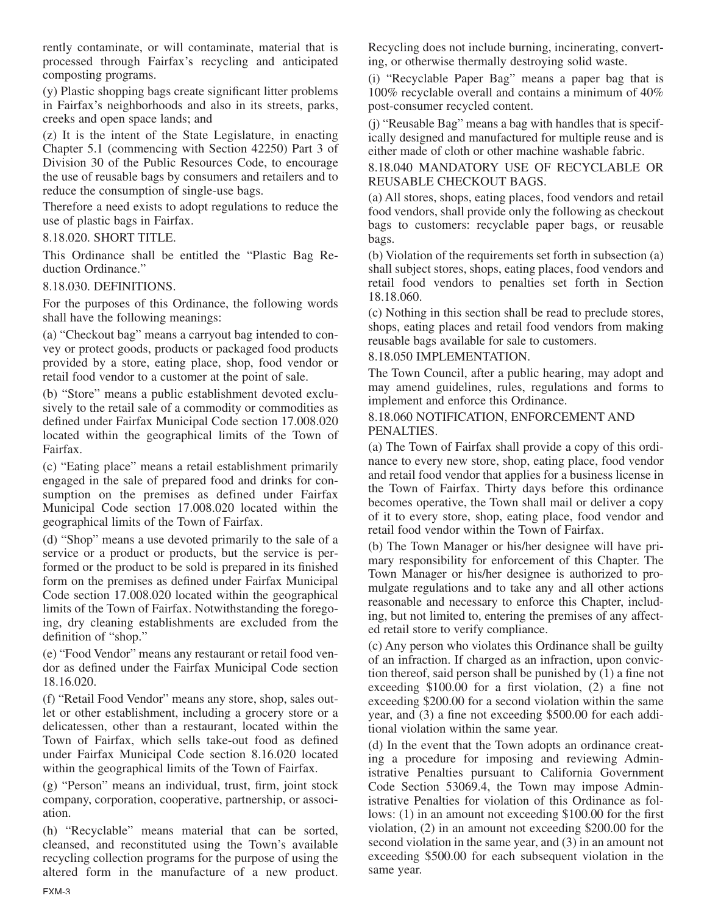rently contaminate, or will contaminate, material that is processed through Fairfax's recycling and anticipated composting programs.

(y) Plastic shopping bags create significant litter problems in Fairfax's neighborhoods and also in its streets, parks, creeks and open space lands; and

(z) It is the intent of the State Legislature, in enacting Chapter 5.1 (commencing with Section 42250) Part 3 of Division 30 of the Public Resources Code, to encourage the use of reusable bags by consumers and retailers and to reduce the consumption of single-use bags.

Therefore a need exists to adopt regulations to reduce the use of plastic bags in Fairfax.

8.18.020. SHORT TITLE.

This Ordinance shall be entitled the "Plastic Bag Reduction Ordinance."

8.18.030. DEFINITIONS.

For the purposes of this Ordinance, the following words shall have the following meanings:

(a) "Checkout bag" means a carryout bag intended to convey or protect goods, products or packaged food products provided by a store, eating place, shop, food vendor or retail food vendor to a customer at the point of sale.

(b) "Store" means a public establishment devoted exclusively to the retail sale of a commodity or commodities as defined under Fairfax Municipal Code section 17.008.020 located within the geographical limits of the Town of Fairfax.

(c) "Eating place" means a retail establishment primarily engaged in the sale of prepared food and drinks for consumption on the premises as defined under Fairfax Municipal Code section 17.008.020 located within the geographical limits of the Town of Fairfax.

(d) "Shop" means a use devoted primarily to the sale of a service or a product or products, but the service is performed or the product to be sold is prepared in its finished form on the premises as defined under Fairfax Municipal Code section 17.008.020 located within the geographical limits of the Town of Fairfax. Notwithstanding the foregoing, dry cleaning establishments are excluded from the definition of "shop."

(e) "Food Vendor" means any restaurant or retail food vendor as defined under the Fairfax Municipal Code section 18.16.020.

(f) "Retail Food Vendor" means any store, shop, sales outlet or other establishment, including a grocery store or a delicatessen, other than a restaurant, located within the Town of Fairfax, which sells take-out food as defined under Fairfax Municipal Code section 8.16.020 located within the geographical limits of the Town of Fairfax.

(g) "Person" means an individual, trust, firm, joint stock company, corporation, cooperative, partnership, or association.

(h) "Recyclable" means material that can be sorted, cleansed, and reconstituted using the Town's available recycling collection programs for the purpose of using the altered form in the manufacture of a new product. Recycling does not include burning, incinerating, converting, or otherwise thermally destroying solid waste.

(i) "Recyclable Paper Bag" means a paper bag that is 100% recyclable overall and contains a minimum of 40% post-consumer recycled content.

(j) "Reusable Bag" means a bag with handles that is specifically designed and manufactured for multiple reuse and is either made of cloth or other machine washable fabric.

8.18.040 MANDATORY USE OF RECYCLABLE OR REUSABLE CHECKOUT BAGS.

(a) All stores, shops, eating places, food vendors and retail food vendors, shall provide only the following as checkout bags to customers: recyclable paper bags, or reusable bags.

(b) Violation of the requirements set forth in subsection (a) shall subject stores, shops, eating places, food vendors and retail food vendors to penalties set forth in Section 18.18.060.

(c) Nothing in this section shall be read to preclude stores, shops, eating places and retail food vendors from making reusable bags available for sale to customers.

8.18.050 IMPLEMENTATION.

The Town Council, after a public hearing, may adopt and may amend guidelines, rules, regulations and forms to implement and enforce this Ordinance.

8.18.060 NOTIFICATION, ENFORCEMENT AND PENALTIES.

(a) The Town of Fairfax shall provide a copy of this ordinance to every new store, shop, eating place, food vendor and retail food vendor that applies for a business license in the Town of Fairfax. Thirty days before this ordinance becomes operative, the Town shall mail or deliver a copy of it to every store, shop, eating place, food vendor and retail food vendor within the Town of Fairfax.

(b) The Town Manager or his/her designee will have primary responsibility for enforcement of this Chapter. The Town Manager or his/her designee is authorized to promulgate regulations and to take any and all other actions reasonable and necessary to enforce this Chapter, including, but not limited to, entering the premises of any affected retail store to verify compliance.

(c) Any person who violates this Ordinance shall be guilty of an infraction. If charged as an infraction, upon conviction thereof, said person shall be punished by (1) a fine not exceeding $100.00 for a first violation, (2) a fine not exceeding $200.00 for a second violation within the same year, and (3) a fine not exceeding $500.00 for each additional violation within the same year.

(d) In the event that the Town adopts an ordinance creating a procedure for imposing and reviewing Administrative Penalties pursuant to California Government Code Section 53069.4, the Town may impose Administrative Penalties for violation of this Ordinance as follows: (1) in an amount not exceeding $100.00 for the first violation, (2) in an amount not exceeding $200.00 for the second violation in the same year, and (3) in an amount not exceeding $500.00 for each subsequent violation in the same year.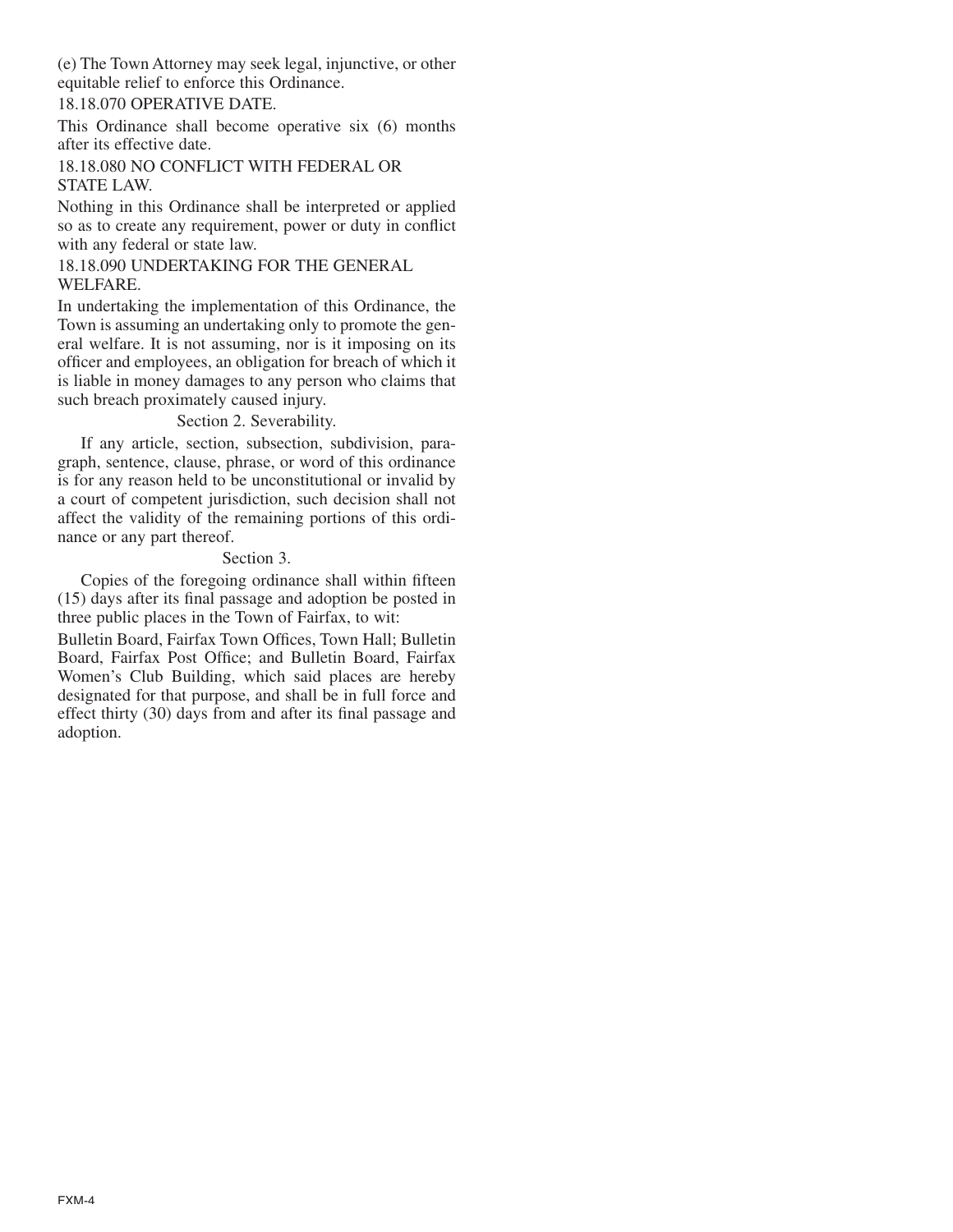(e) The Town Attorney may seek legal, injunctive, or other equitable relief to enforce this Ordinance.

18.18.070 OPERATIVE DATE.

This Ordinance shall become operative six (6) months after its effective date.

18.18.080 NO CONFLICT WITH FEDERAL OR STATE LAW.

Nothing in this Ordinance shall be interpreted or applied so as to create any requirement, power or duty in conflict with any federal or state law.

18.18.090 UNDERTAKING FOR THE GENERAL WELFARE.

In undertaking the implementation of this Ordinance, the Town is assuming an undertaking only to promote the general welfare. It is not assuming, nor is it imposing on its officer and employees, an obligation for breach of which it is liable in money damages to any person who claims that such breach proximately caused injury.

Section 2. Severability.

If any article, section, subsection, subdivision, paragraph, sentence, clause, phrase, or word of this ordinance is for any reason held to be unconstitutional or invalid by a court of competent jurisdiction, such decision shall not affect the validity of the remaining portions of this ordinance or any part thereof.

Section 3.

Copies of the foregoing ordinance shall within fifteen (15) days after its final passage and adoption be posted in three public places in the Town of Fairfax, to wit:

Bulletin Board, Fairfax Town Offices, Town Hall; Bulletin Board, Fairfax Post Office; and Bulletin Board, Fairfax Women's Club Building, which said places are hereby designated for that purpose, and shall be in full force and effect thirty (30) days from and after its final passage and adoption.